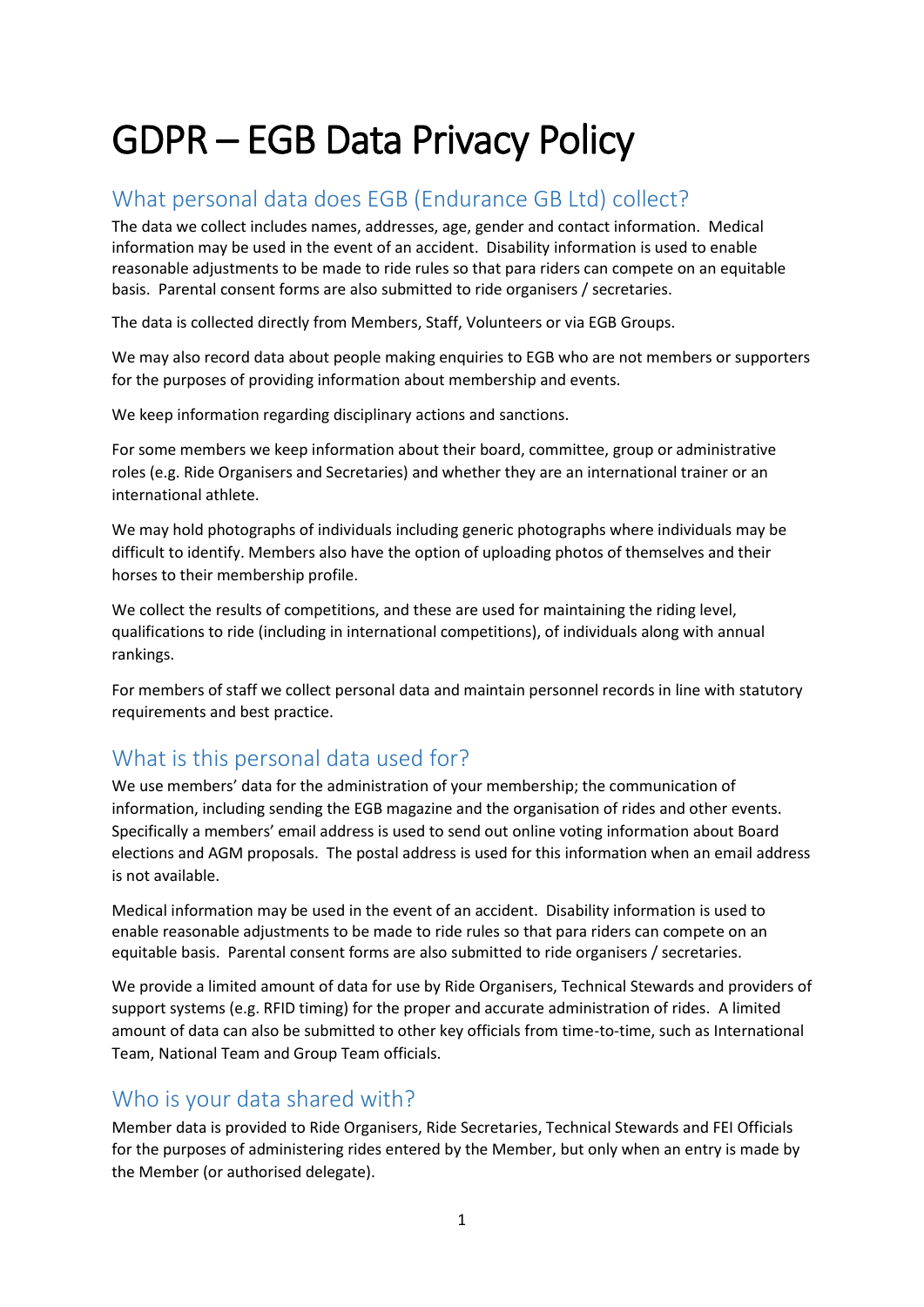# GDPR – EGB Data Privacy Policy

## What personal data does EGB (Endurance GB Ltd) collect?

The data we collect includes names, addresses, age, gender and contact information. Medical information may be used in the event of an accident. Disability information is used to enable reasonable adjustments to be made to ride rules so that para riders can compete on an equitable basis. Parental consent forms are also submitted to ride organisers / secretaries.

The data is collected directly from Members, Staff, Volunteers or via EGB Groups.

We may also record data about people making enquiries to EGB who are not members or supporters for the purposes of providing information about membership and events.

We keep information regarding disciplinary actions and sanctions.

For some members we keep information about their board, committee, group or administrative roles (e.g. Ride Organisers and Secretaries) and whether they are an international trainer or an international athlete.

We may hold photographs of individuals including generic photographs where individuals may be difficult to identify. Members also have the option of uploading photos of themselves and their horses to their membership profile.

We collect the results of competitions, and these are used for maintaining the riding level, qualifications to ride (including in international competitions), of individuals along with annual rankings.

For members of staff we collect personal data and maintain personnel records in line with statutory requirements and best practice.

## What is this personal data used for?

We use members' data for the administration of your membership; the communication of information, including sending the EGB magazine and the organisation of rides and other events. Specifically a members' email address is used to send out online voting information about Board elections and AGM proposals. The postal address is used for this information when an email address is not available.

Medical information may be used in the event of an accident. Disability information is used to enable reasonable adjustments to be made to ride rules so that para riders can compete on an equitable basis. Parental consent forms are also submitted to ride organisers / secretaries.

We provide a limited amount of data for use by Ride Organisers, Technical Stewards and providers of support systems (e.g. RFID timing) for the proper and accurate administration of rides. A limited amount of data can also be submitted to other key officials from time-to-time, such as International Team, National Team and Group Team officials.

## Who is your data shared with?

Member data is provided to Ride Organisers, Ride Secretaries, Technical Stewards and FEI Officials for the purposes of administering rides entered by the Member, but only when an entry is made by the Member (or authorised delegate).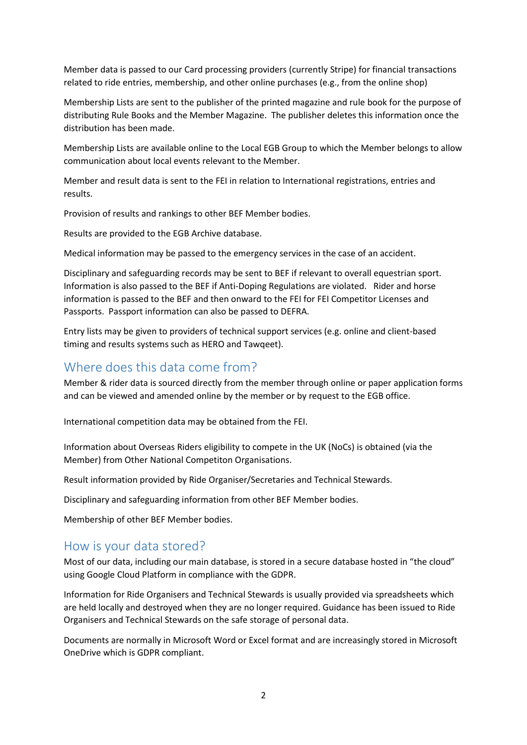Member data is passed to our Card processing providers (currently Stripe) for financial transactions related to ride entries, membership, and other online purchases (e.g., from the online shop)

Membership Lists are sent to the publisher of the printed magazine and rule book for the purpose of distributing Rule Books and the Member Magazine. The publisher deletes this information once the distribution has been made.

Membership Lists are available online to the Local EGB Group to which the Member belongs to allow communication about local events relevant to the Member.

Member and result data is sent to the FEI in relation to International registrations, entries and results.

Provision of results and rankings to other BEF Member bodies.

Results are provided to the EGB Archive database.

Medical information may be passed to the emergency services in the case of an accident.

Disciplinary and safeguarding records may be sent to BEF if relevant to overall equestrian sport. Information is also passed to the BEF if Anti-Doping Regulations are violated. Rider and horse information is passed to the BEF and then onward to the FEI for FEI Competitor Licenses and Passports. Passport information can also be passed to DEFRA.

Entry lists may be given to providers of technical support services (e.g. online and client-based timing and results systems such as HERO and Tawqeet).

## Where does this data come from?

Member & rider data is sourced directly from the member through online or paper application forms and can be viewed and amended online by the member or by request to the EGB office.

International competition data may be obtained from the FEI.

Information about Overseas Riders eligibility to compete in the UK (NoCs) is obtained (via the Member) from Other National Competiton Organisations.

Result information provided by Ride Organiser/Secretaries and Technical Stewards.

Disciplinary and safeguarding information from other BEF Member bodies.

Membership of other BEF Member bodies.

## How is your data stored?

Most of our data, including our main database, is stored in a secure database hosted in "the cloud" using Google Cloud Platform in compliance with the GDPR.

Information for Ride Organisers and Technical Stewards is usually provided via spreadsheets which are held locally and destroyed when they are no longer required. Guidance has been issued to Ride Organisers and Technical Stewards on the safe storage of personal data.

Documents are normally in Microsoft Word or Excel format and are increasingly stored in Microsoft OneDrive which is GDPR compliant.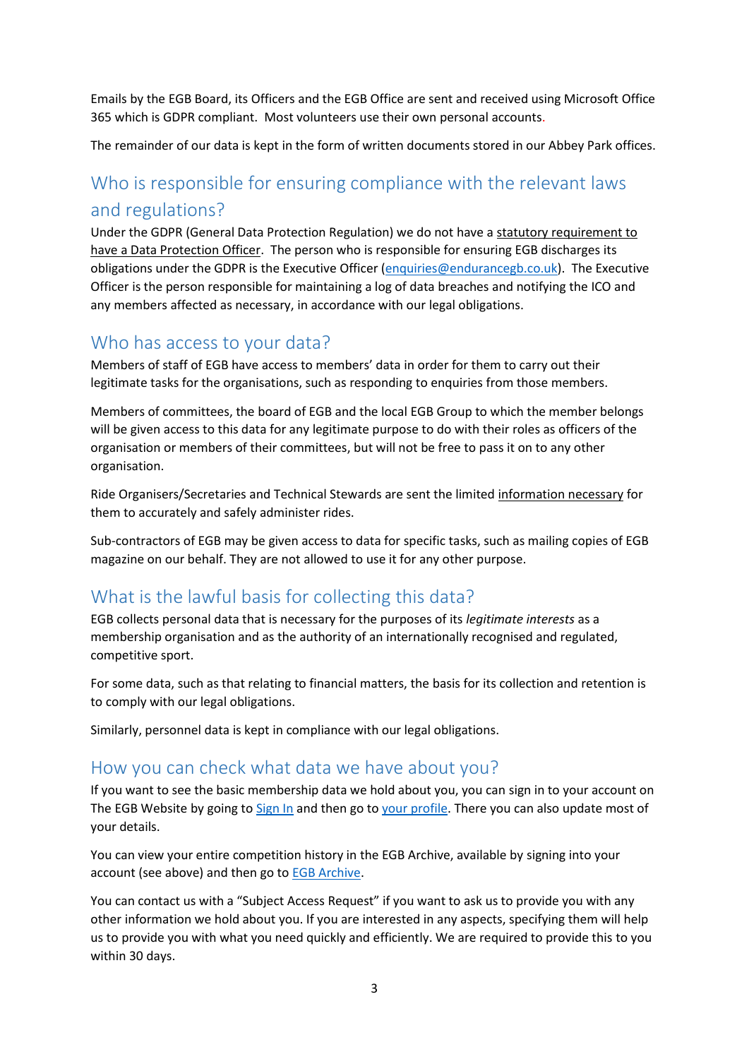Emails by the EGB Board, its Officers and the EGB Office are sent and received using Microsoft Office 365 which is GDPR compliant. Most volunteers use their own personal accounts.

The remainder of our data is kept in the form of written documents stored in our Abbey Park offices.

## Who is responsible for ensuring compliance with the relevant laws and regulations?

Under the GDPR (General Data Protection Regulation) we do not have a statutory requirement to have a Data Protection Officer. The person who is responsible for ensuring EGB discharges its obligations under the GDPR is the Executive Officer (enquiries@endurancegb.co.uk). The Executive Officer is the person responsible for maintaining a log of data breaches and notifying the ICO and any members affected as necessary, in accordance with our legal obligations.

## Who has access to your data?

Members of staff of EGB have access to members' data in order for them to carry out their legitimate tasks for the organisations, such as responding to enquiries from those members.

Members of committees, the board of EGB and the local EGB Group to which the member belongs will be given access to this data for any legitimate purpose to do with their roles as officers of the organisation or members of their committees, but will not be free to pass it on to any other organisation.

Ride Organisers/Secretaries and Technical Stewards are sent the limited information necessary for them to accurately and safely administer rides.

Sub-contractors of EGB may be given access to data for specific tasks, such as mailing copies of EGB magazine on our behalf. They are not allowed to use it for any other purpose.

## What is the lawful basis for collecting this data?

EGB collects personal data that is necessary for the purposes of its *legitimate interests* as a membership organisation and as the authority of an internationally recognised and regulated, competitive sport.

For some data, such as that relating to financial matters, the basis for its collection and retention is to comply with our legal obligations.

Similarly, personnel data is kept in compliance with our legal obligations.

## How you can check what data we have about you?

If you want to see the basic membership data we hold about you, you can sign in to your account on The EGB Website by going to Sign In and then go to your profile. There you can also update most of your details.

You can view your entire competition history in the EGB Archive, available by signing into your account (see above) and then go to EGB Archive.

You can contact us with a "Subject Access Request" if you want to ask us to provide you with any other information we hold about you. If you are interested in any aspects, specifying them will help us to provide you with what you need quickly and efficiently. We are required to provide this to you within 30 days.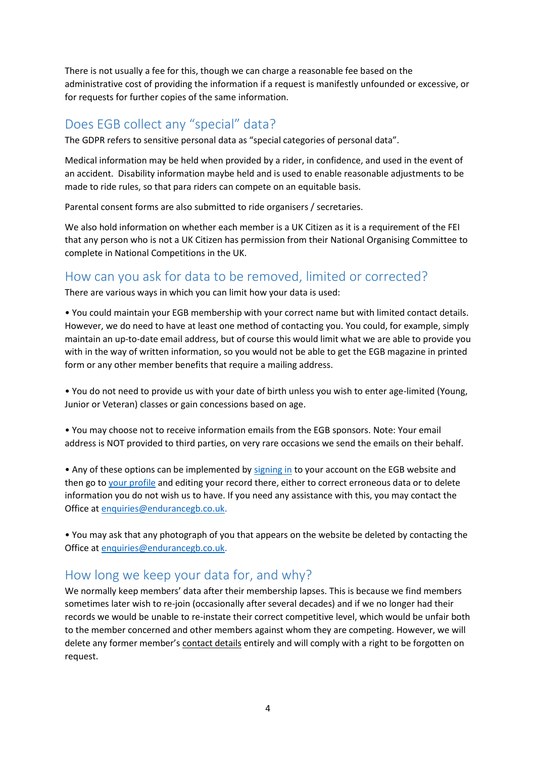There is not usually a fee for this, though we can charge a reasonable fee based on the administrative cost of providing the information if a request is manifestly unfounded or excessive, or for requests for further copies of the same information.

## Does EGB collect any "special" data?

The GDPR refers to sensitive personal data as "special categories of personal data".

Medical information may be held when provided by a rider, in confidence, and used in the event of an accident. Disability information maybe held and is used to enable reasonable adjustments to be made to ride rules, so that para riders can compete on an equitable basis.

Parental consent forms are also submitted to ride organisers / secretaries.

We also hold information on whether each member is a UK Citizen as it is a requirement of the FEI that any person who is not a UK Citizen has permission from their National Organising Committee to complete in National Competitions in the UK.

## How can you ask for data to be removed, limited or corrected?

There are various ways in which you can limit how your data is used:

• You could maintain your EGB membership with your correct name but with limited contact details. However, we do need to have at least one method of contacting you. You could, for example, simply maintain an up-to-date email address, but of course this would limit what we are able to provide you with in the way of written information, so you would not be able to get the EGB magazine in printed form or any other member benefits that require a mailing address.

• You do not need to provide us with your date of birth unless you wish to enter age-limited (Young, Junior or Veteran) classes or gain concessions based on age.

• You may choose not to receive information emails from the EGB sponsors. Note: Your email address is NOT provided to third parties, on very rare occasions we send the emails on their behalf.

• Any of these options can be implemented by signing in to your account on the EGB website and then go to your profile and editing your record there, either to correct erroneous data or to delete information you do not wish us to have. If you need any assistance with this, you may contact the Office at enquiries@endurancegb.co.uk.

• You may ask that any photograph of you that appears on the website be deleted by contacting the Office at enquiries@endurancegb.co.uk.

## How long we keep your data for, and why?

We normally keep members' data after their membership lapses. This is because we find members sometimes later wish to re-join (occasionally after several decades) and if we no longer had their records we would be unable to re-instate their correct competitive level, which would be unfair both to the member concerned and other members against whom they are competing. However, we will delete any former member's contact details entirely and will comply with a right to be forgotten on request.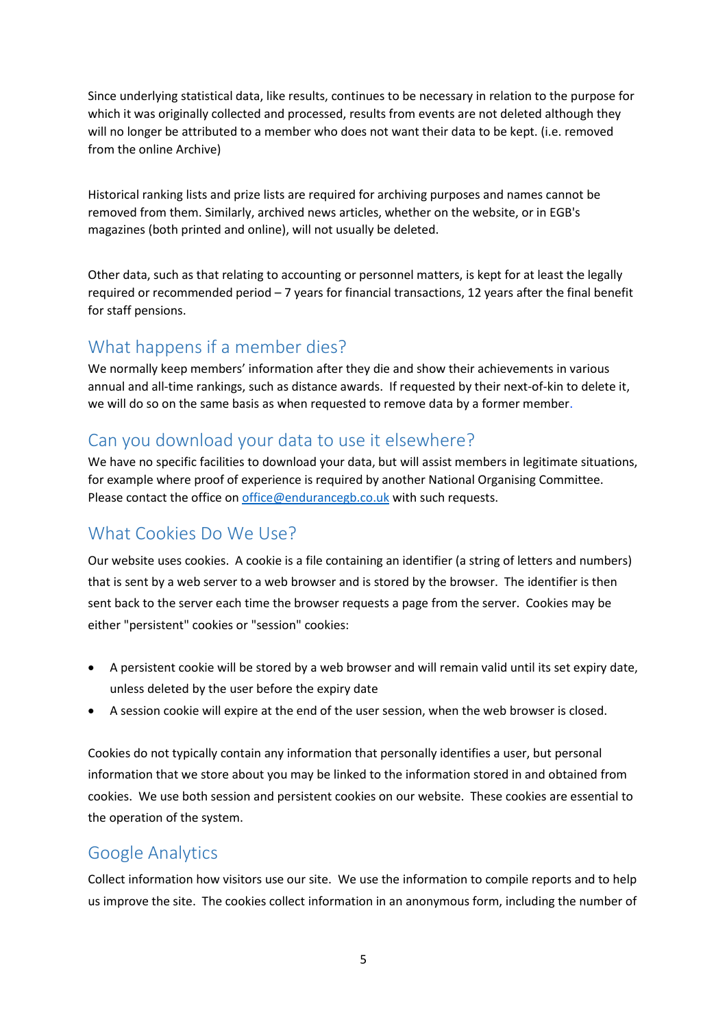Since underlying statistical data, like results, continues to be necessary in relation to the purpose for which it was originally collected and processed, results from events are not deleted although they will no longer be attributed to a member who does not want their data to be kept. (i.e. removed from the online Archive)

Historical ranking lists and prize lists are required for archiving purposes and names cannot be removed from them. Similarly, archived news articles, whether on the website, or in EGB's magazines (both printed and online), will not usually be deleted.

Other data, such as that relating to accounting or personnel matters, is kept for at least the legally required or recommended period – 7 years for financial transactions, 12 years after the final benefit for staff pensions.

## What happens if a member dies?

We normally keep members' information after they die and show their achievements in various annual and all-time rankings, such as distance awards. If requested by their next-of-kin to delete it, we will do so on the same basis as when requested to remove data by a former member.

## Can you download your data to use it elsewhere?

We have no specific facilities to download your data, but will assist members in legitimate situations, for example where proof of experience is required by another National Organising Committee. Please contact the office on office@endurancegb.co.uk with such requests.

## What Cookies Do We Use?

Our website uses cookies. A cookie is a file containing an identifier (a string of letters and numbers) that is sent by a web server to a web browser and is stored by the browser. The identifier is then sent back to the server each time the browser requests a page from the server. Cookies may be either "persistent" cookies or "session" cookies:

- A persistent cookie will be stored by a web browser and will remain valid until its set expiry date, unless deleted by the user before the expiry date
- A session cookie will expire at the end of the user session, when the web browser is closed.

Cookies do not typically contain any information that personally identifies a user, but personal information that we store about you may be linked to the information stored in and obtained from cookies. We use both session and persistent cookies on our website. These cookies are essential to the operation of the system.

## Google Analytics

Collect information how visitors use our site. We use the information to compile reports and to help us improve the site. The cookies collect information in an anonymous form, including the number of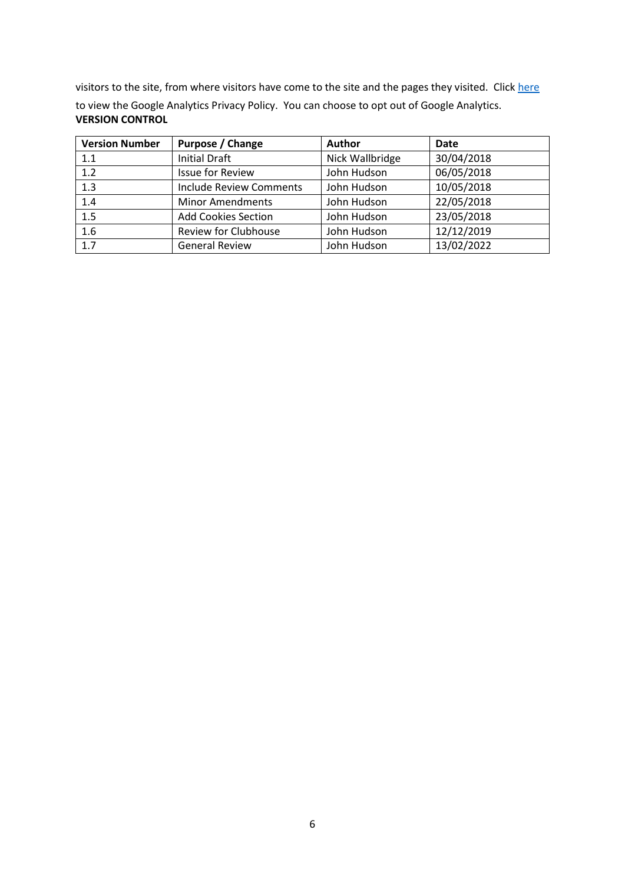visitors to the site, from where visitors have come to the site and the pages they visited. Click here to view the Google Analytics Privacy Policy. You can choose to opt out of Google Analytics.

**VERSION CONTROL**

| Version Number | Purpose / Change | Author | Date |
|---|---|---|---|
| 1.1 | Initial Draft | Nick Wallbridge | 30/04/2018 |
| 1.2 | Issue for Review | John Hudson | 06/05/2018 |
| 1.3 | Include Review Comments | John Hudson | 10/05/2018 |
| 1.4 | Minor Amendments | John Hudson | 22/05/2018 |
| 1.5 | Add Cookies Section | John Hudson | 23/05/2018 |
| 1.6 | Review for Clubhouse | John Hudson | 12/12/2019 |
| 1.7 | General Review | John Hudson | 13/02/2022 |